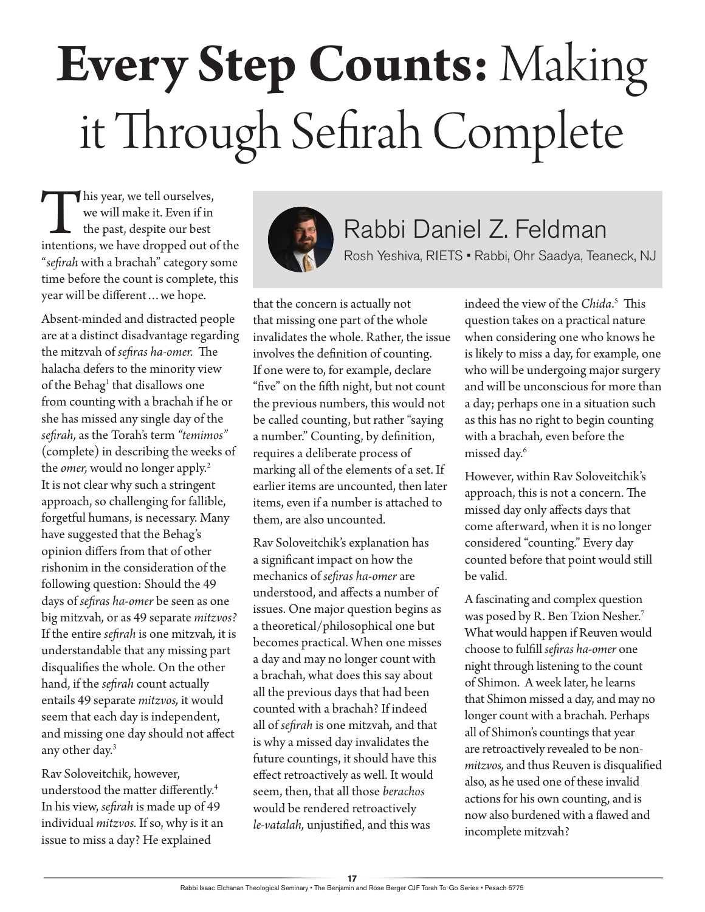# **Every Step Counts:** Making it Through Sefirah Complete

## Rabbi Daniel Z. Feldman

Rosh Yeshiva, RIETS ▪ Rabbi, Ohr Saadya, Teaneck, NJ

This year, we tell ourselves, we will make it. Even if in the past, despite our best intentions, we have dropped out of the "*sefirah* with a brachah" category some time before the count is complete, this year will be different … we hope.

Absent-minded and distracted people are at a distinct disadvantage regarding the mitzvah of *sefiras ha-omer.* The halacha defers to the minority view of the Behag[1] that disallows one from counting with a brachah if he or she has missed any single day of the *sefirah,* as the Torah's term *"temimos"* (complete) in describing the weeks of the *omer,* would no longer apply.[2] It is not clear why such a stringent approach, so challenging for fallible, forgetful humans, is necessary. Many have suggested that the Behag's opinion differs from that of other rishonim in the consideration of the following question: Should the 49 days of *sefiras ha-omer* be seen as one big mitzvah, or as 49 separate *mitzvos?* If the entire *sefirah* is one mitzvah, it is understandable that any missing part disqualifies the whole. On the other hand, if the *sefirah* count actually entails 49 separate *mitzvos,* it would seem that each day is independent, and missing one day should not affect any other day.[3]

Rav Soloveitchik, however, understood the matter differently.[4] In his view, *sefirah* is made up of 49 individual *mitzvos.* If so, why is it an issue to miss a day? He explained that the concern is actually not that missing one part of the whole invalidates the whole. Rather, the issue involves the definition of counting. If one were to, for example, declare "five" on the fifth night, but not count the previous numbers, this would not be called counting, but rather "saying a number." Counting, by definition, requires a deliberate process of marking all of the elements of a set. If earlier items are uncounted, then later items, even if a number is attached to them, are also uncounted.

Rav Soloveitchik's explanation has a significant impact on how the mechanics of *sefiras ha-omer* are understood, and affects a number of issues. One major question begins as a theoretical/philosophical one but becomes practical. When one misses a day and may no longer count with a brachah, what does this say about all the previous days that had been counted with a brachah? If indeed all of *sefirah* is one mitzvah, and that is why a missed day invalidates the future countings, it should have this effect retroactively as well. It would seem, then, that all those *berachos* would be rendered retroactively *le-vatalah,* unjustified, and this was indeed the view of the *Chida*.[5] This question takes on a practical nature when considering one who knows he is likely to miss a day, for example, one who will be undergoing major surgery and will be unconscious for more than a day; perhaps one in a situation such as this has no right to begin counting with a brachah, even before the missed day.[6]

However, within Rav Soloveitchik's approach, this is not a concern. The missed day only affects days that come afterward, when it is no longer considered "counting." Every day counted before that point would still be valid.

A fascinating and complex question was posed by R. Ben Tzion Nesher.[7] What would happen if Reuven would choose to fulfill *sefiras ha-omer* one night through listening to the count of Shimon. A week later, he learns that Shimon missed a day, and may no longer count with a brachah. Perhaps all of Shimon's countings that year are retroactively revealed to be non-*mitzvos,* and thus Reuven is disqualified also, as he used one of these invalid actions for his own counting, and is now also burdened with a flawed and incomplete mitzvah?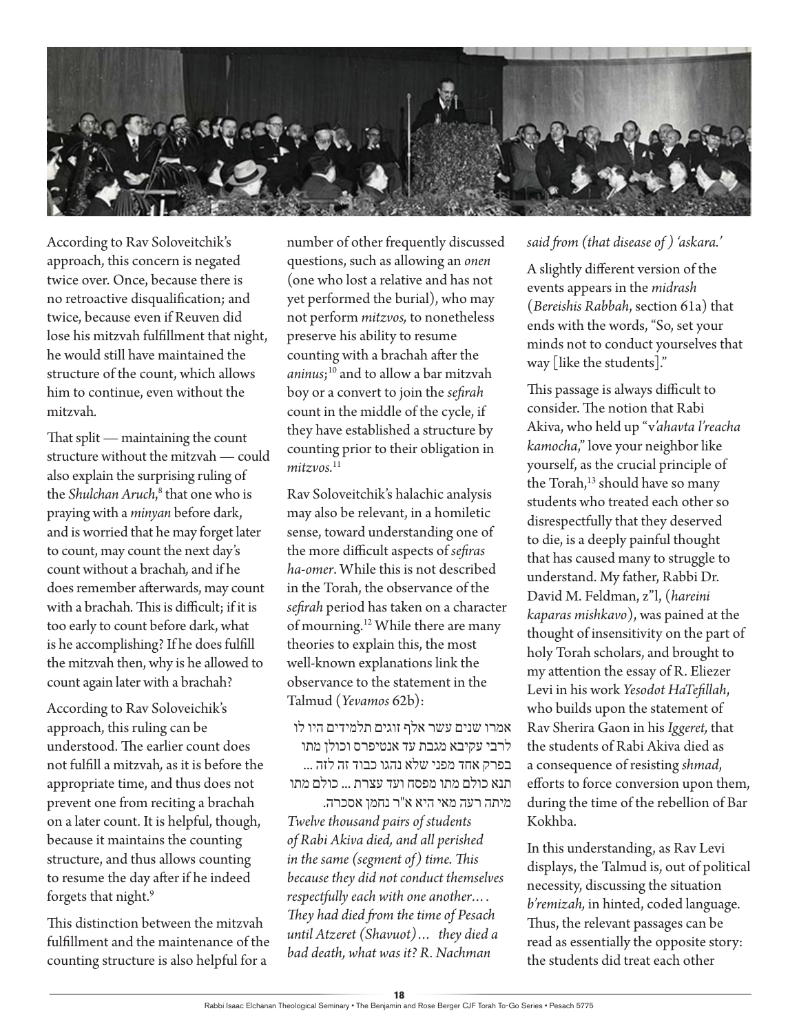According to Rav Soloveitchik's approach, this concern is negated twice over. Once, because there is no retroactive disqualification; and twice, because even if Reuven did lose his mitzvah fulfillment that night, he would still have maintained the structure of the count, which allows him to continue, even without the mitzvah.

That split — maintaining the count structure without the mitzvah — could also explain the surprising ruling of the *Shulchan Aruch*,[8] that one who is praying with a *minyan* before dark, and is worried that he may forget later to count, may count the next day's count without a brachah, and if he does remember afterwards, may count with a brachah. This is difficult; if it is too early to count before dark, what is he accomplishing? If he does fulfill the mitzvah then, why is he allowed to count again later with a brachah?

According to Rav Soloveichik's approach, this ruling can be understood. The earlier count does not fulfill a mitzvah, as it is before the appropriate time, and thus does not prevent one from reciting a brachah on a later count. It is helpful, though, because it maintains the counting structure, and thus allows counting to resume the day after if he indeed forgets that night.[9]

This distinction between the mitzvah fulfillment and the maintenance of the counting structure is also helpful for a number of other frequently discussed questions, such as allowing an *onen* (one who lost a relative and has not yet performed the burial), who may not perform *mitzvos,* to nonetheless preserve his ability to resume counting with a brachah after the *aninus*;[10] and to allow a bar mitzvah boy or a convert to join the *sefirah* count in the middle of the cycle, if they have established a structure by counting prior to their obligation in *mitzvos.*[11]

Rav Soloveitchik's halachic analysis may also be relevant, in a homiletic sense, toward understanding one of the more difficult aspects of *sefiras ha-omer*. While this is not described in the Torah, the observance of the *sefirah* period has taken on a character of mourning.[12] While there are many theories to explain this, the most well-known explanations link the observance to the statement in the Talmud (*Yevamos* 62b):

אמרו שנים עשר אלף זוגים תלמידים היו לו לרבי עקיבא מגבת עד אנטיפרס וכולן מתו בפרק אחד מפני שלא נהגו כבוד זה לזה ... תנא כולם מתו מפסח ועד עצרת ... כולם מתו מיתה רעה מאי היא א"ר נחמן אסכרה.

*Twelve thousand pairs of students of Rabi Akiva died, and all perished in the same (segment of) time. This because they did not conduct themselves respectfully each with one another… . They had died from the time of Pesach until Atzeret (Shavuot)… they died a bad death, what was it? R. Nachman said from (that disease of ) 'askara.'*

A slightly different version of the events appears in the *midrash* (*Bereishis Rabbah*, section 61a) that ends with the words, "So, set your minds not to conduct yourselves that way [like the students]."

This passage is always difficult to consider. The notion that Rabi Akiva, who held up "*v'ahavta l'reacha kamocha*," love your neighbor like yourself, as the crucial principle of the Torah,[13] should have so many students who treated each other so disrespectfully that they deserved to die, is a deeply painful thought that has caused many to struggle to understand. My father, Rabbi Dr. David M. Feldman, z"l, (*hareini kaparas mishkavo*), was pained at the thought of insensitivity on the part of holy Torah scholars, and brought to my attention the essay of R. Eliezer Levi in his work *Yesodot HaTefillah*, who builds upon the statement of Rav Sherira Gaon in his *Iggeret,* that the students of Rabi Akiva died as a consequence of resisting *shmad*, efforts to force conversion upon them, during the time of the rebellion of Bar Kokhba.

In this understanding, as Rav Levi displays, the Talmud is, out of political necessity, discussing the situation *b'remizah,* in hinted, coded language. Thus, the relevant passages can be read as essentially the opposite story: the students did treat each other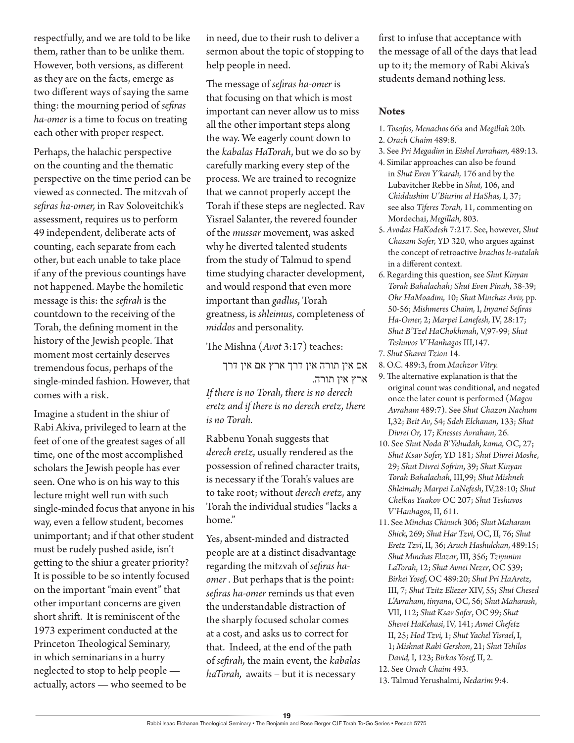respectfully, and we are told to be like them, rather than to be unlike them. However, both versions, as different as they are on the facts, emerge as two different ways of saying the same thing: the mourning period of *sefiras ha-omer* is a time to focus on treating each other with proper respect.

Perhaps, the halachic perspective on the counting and the thematic perspective on the time period can be viewed as connected. The mitzvah of *sefiras ha-omer,* in Rav Soloveitchik's assessment, requires us to perform 49 independent, deliberate acts of counting, each separate from each other, but each unable to take place if any of the previous countings have not happened. Maybe the homiletic message is this: the *sefirah* is the countdown to the receiving of the Torah, the defining moment in the history of the Jewish people. That moment most certainly deserves tremendous focus, perhaps of the single-minded fashion. However, that comes with a risk.

Imagine a student in the shiur of Rabi Akiva, privileged to learn at the feet of one of the greatest sages of all time, one of the most accomplished scholars the Jewish people has ever seen. One who is on his way to this lecture might well run with such single-minded focus that anyone in his way, even a fellow student, becomes unimportant; and if that other student must be rudely pushed aside, isn't getting to the shiur a greater priority? It is possible to be so intently focused on the important "main event" that other important concerns are given short shrift. It is reminiscent of the 1973 experiment conducted at the Princeton Theological Seminary, in which seminarians in a hurry neglected to stop to help people — actually, actors — who seemed to be in need, due to their rush to deliver a sermon about the topic of stopping to help people in need.

The message of *sefiras ha-omer* is that focusing on that which is most important can never allow us to miss all the other important steps along the way. We eagerly count down to the *kabalas HaTorah*, but we do so by carefully marking every step of the process. We are trained to recognize that we cannot properly accept the Torah if these steps are neglected. Rav Yisrael Salanter, the revered founder of the *mussar* movement, was asked why he diverted talented students from the study of Talmud to spend time studying character development, and would respond that even more important than *gadlus*, Torah greatness, is *shleimus*, completeness of *middos* and personality.

The Mishna (*Avot* 3:17) teaches:

אם אין תורה אין דרך ארץ אם אין דרך ארץ אין תורה.

*If there is no Torah, there is no derech eretz and if there is no derech eretz, there is no Torah.*

Rabbenu Yonah suggests that *derech eretz*, usually rendered as the possession of refined character traits, is necessary if the Torah's values are to take root; without *derech eretz*, any Torah the individual studies "lacks a home."

Yes, absent-minded and distracted people are at a distinct disadvantage regarding the mitzvah of *sefiras ha-omer* . But perhaps that is the point: *sefiras ha-omer* reminds us that even the understandable distraction of the sharply focused scholar comes at a cost, and asks us to correct for that. Indeed, at the end of the path of *sefirah,* the main event, the *kabalas haTorah,* awaits – but it is necessary first to infuse that acceptance with the message of all of the days that lead up to it; the memory of Rabi Akiva's students demand nothing less.

### Notes

1. *Tosafos, Menachos* 66a and *Megillah* 20b.
2. *Orach Chaim* 489:8.
3. See *Pri Megadim* in *Eishel Avraham,* 489:13.
4. Similar approaches can also be found in *Shut Even Y'karah,* 176 and by the Lubavitcher Rebbe in *Shut,* 106, and *Chiddushim U'Biurim al HaShas,* I, 37; see also *Tiferes Torah,* 11, commenting on Mordechai, *Megillah,* 803.
5. *Avodas HaKodesh* 7:217. See, however, *Shut Chasam Sofer,* YD 320, who argues against the concept of retroactive *brachos le-vatalah* in a different context.
6. Regarding this question, see *Shut Kinyan Torah Bahalachah; Shut Even Pinah,* 38-39; *Ohr HaMoadim,* 10; *Shut Minchas Aviv,* pp. 50-56; *Mishmeres Chaim,* I, *Inyanei Sefiras Ha-Omer,* 2; *Marpei Lanefesh,* IV, 28:17; *Shut B'Tzel HaChokhmah,* V,97-99; *Shut Teshuvos V'Hanhagos* III,147.
7. *Shut Shavei Tzion* 14.
8. O.C. 489:3, from *Machzor Vitry.*
9. The alternative explanation is that the original count was conditional, and negated once the later count is performed (*Magen Avraham* 489:7). See *Shut Chazon Nachum* I,32; *Beit Av*, 54; *Sdeh Elchanan,* 133; *Shut Divrei Or,* 17; *Knesses Avraham,* 26.
10. See *Shut Noda B'Yehudah, kama,* OC, 27; *Shut Ksav Sofer,* YD 181*; Shut Divrei Moshe*, 29; *Shut Divrei Sofrim*, 39; *Shut Kinyan Torah Bahalachah*, III,99; *Shut Mishneh Shleimah; Marpei LaNefesh*, IV,28:10; *Shut Chelkas Yaakov* OC 207; *Shut Teshuvos V'Hanhagos*, II, 611.
11. See *Minchas Chinuch* 306; *Shut Maharam Shick*, 269; *Shut Har Tzvi*, OC, II, 76; *Shut Eretz Tzvi*, II, 36; *Aruch Hashulchan*, 489:15; *Shut Minchas Elazar*, III, 356; *Tziyunim LaTorah*, 12; *Shut Avnei Nezer*, OC 539; *Birkei Yosef*, OC 489:20; *Shut Pri HaAretz*, III, 7; *Shut Tzitz Eliezer* XIV, 55; *Shut Chesed L'Avraham, tinyana*, OC, 56; *Shut Maharash*, VII, 112; *Shut Ksav Sofer*, OC 99; *Shut Shevet HaKehasi*, IV, 141; *Avnei Chefetz* II, 25; *Hod Tzvi,* 1; *Shut Yachel Yisrael*, I, 1; *Mishnat Rabi Gershon*, 21; *Shut Tehilos David,* I, 123; *Birkas Yosef,* II, 2.
12. See *Orach Chaim* 493.
13. Talmud Yerushalmi, *Nedarim* 9:4.